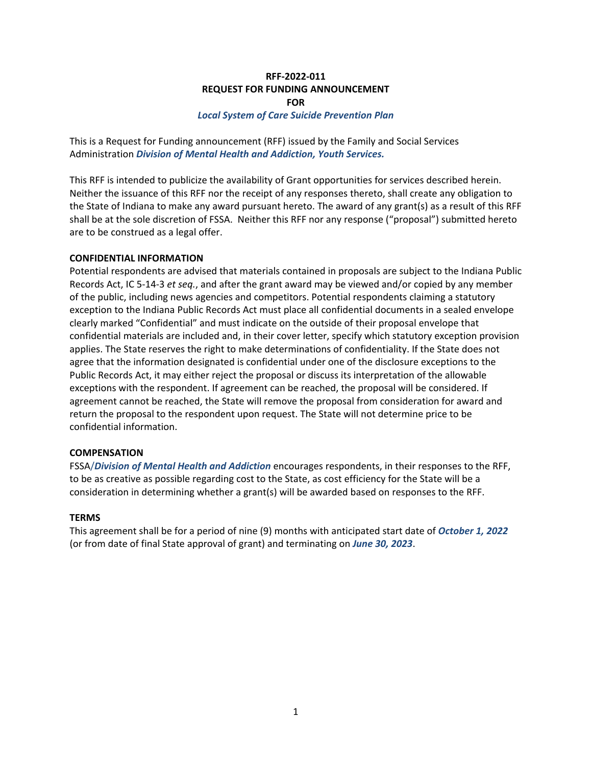**RFF-2022-011**
**REQUEST FOR FUNDING ANNOUNCEMENT**
**FOR**
***Local System of Care Suicide Prevention Plan***

This is a Request for Funding announcement (RFF) issued by the Family and Social Services Administration ***Division of Mental Health and Addiction, Youth Services.***

This RFF is intended to publicize the availability of Grant opportunities for services described herein. Neither the issuance of this RFF nor the receipt of any responses thereto, shall create any obligation to the State of Indiana to make any award pursuant hereto. The award of any grant(s) as a result of this RFF shall be at the sole discretion of FSSA. Neither this RFF nor any response ("proposal") submitted hereto are to be construed as a legal offer.

## CONFIDENTIAL INFORMATION

Potential respondents are advised that materials contained in proposals are subject to the Indiana Public Records Act, IC 5-14-3 *et seq.*, and after the grant award may be viewed and/or copied by any member of the public, including news agencies and competitors. Potential respondents claiming a statutory exception to the Indiana Public Records Act must place all confidential documents in a sealed envelope clearly marked "Confidential" and must indicate on the outside of their proposal envelope that confidential materials are included and, in their cover letter, specify which statutory exception provision applies. The State reserves the right to make determinations of confidentiality. If the State does not agree that the information designated is confidential under one of the disclosure exceptions to the Public Records Act, it may either reject the proposal or discuss its interpretation of the allowable exceptions with the respondent. If agreement can be reached, the proposal will be considered. If agreement cannot be reached, the State will remove the proposal from consideration for award and return the proposal to the respondent upon request. The State will not determine price to be confidential information.

## COMPENSATION

FSSA/***Division of Mental Health and Addiction*** encourages respondents, in their responses to the RFF, to be as creative as possible regarding cost to the State, as cost efficiency for the State will be a consideration in determining whether a grant(s) will be awarded based on responses to the RFF.

## TERMS

This agreement shall be for a period of nine (9) months with anticipated start date of ***October 1, 2022*** (or from date of final State approval of grant) and terminating on ***June 30, 2023***.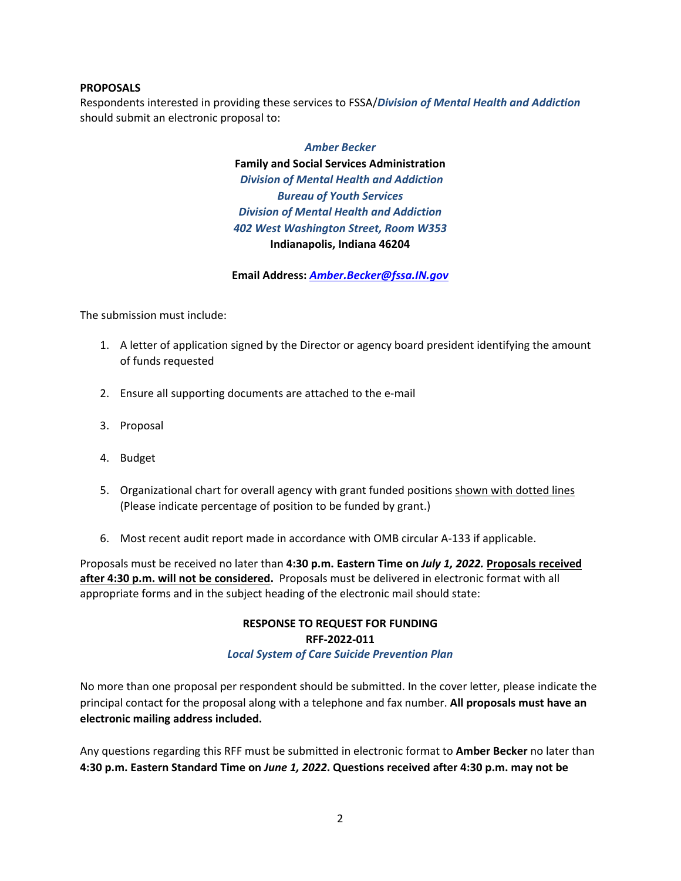**PROPOSALS**

Respondents interested in providing these services to FSSA/***Division of Mental Health and Addiction*** should submit an electronic proposal to:

***Amber Becker***
**Family and Social Services Administration**
***Division of Mental Health and Addiction***
***Bureau of Youth Services***
***Division of Mental Health and Addiction***
***402 West Washington Street, Room W353***
**Indianapolis, Indiana 46204**

**Email Address: *Amber.Becker@fssa.IN.gov***

The submission must include:

1. A letter of application signed by the Director or agency board president identifying the amount of funds requested

2. Ensure all supporting documents are attached to the e-mail

3. Proposal

4. Budget

5. Organizational chart for overall agency with grant funded positions shown with dotted lines (Please indicate percentage of position to be funded by grant.)

6. Most recent audit report made in accordance with OMB circular A-133 if applicable.

Proposals must be received no later than **4:30 p.m. Eastern Time on *July 1, 2022.*** **Proposals received after 4:30 p.m. will not be considered.** Proposals must be delivered in electronic format with all appropriate forms and in the subject heading of the electronic mail should state:

**RESPONSE TO REQUEST FOR FUNDING**
**RFF-2022-011**
***Local System of Care Suicide Prevention Plan***

No more than one proposal per respondent should be submitted. In the cover letter, please indicate the principal contact for the proposal along with a telephone and fax number. **All proposals must have an electronic mailing address included.**

Any questions regarding this RFF must be submitted in electronic format to **Amber Becker** no later than **4:30 p.m. Eastern Standard Time on *June 1, 2022*. Questions received after 4:30 p.m. may not be**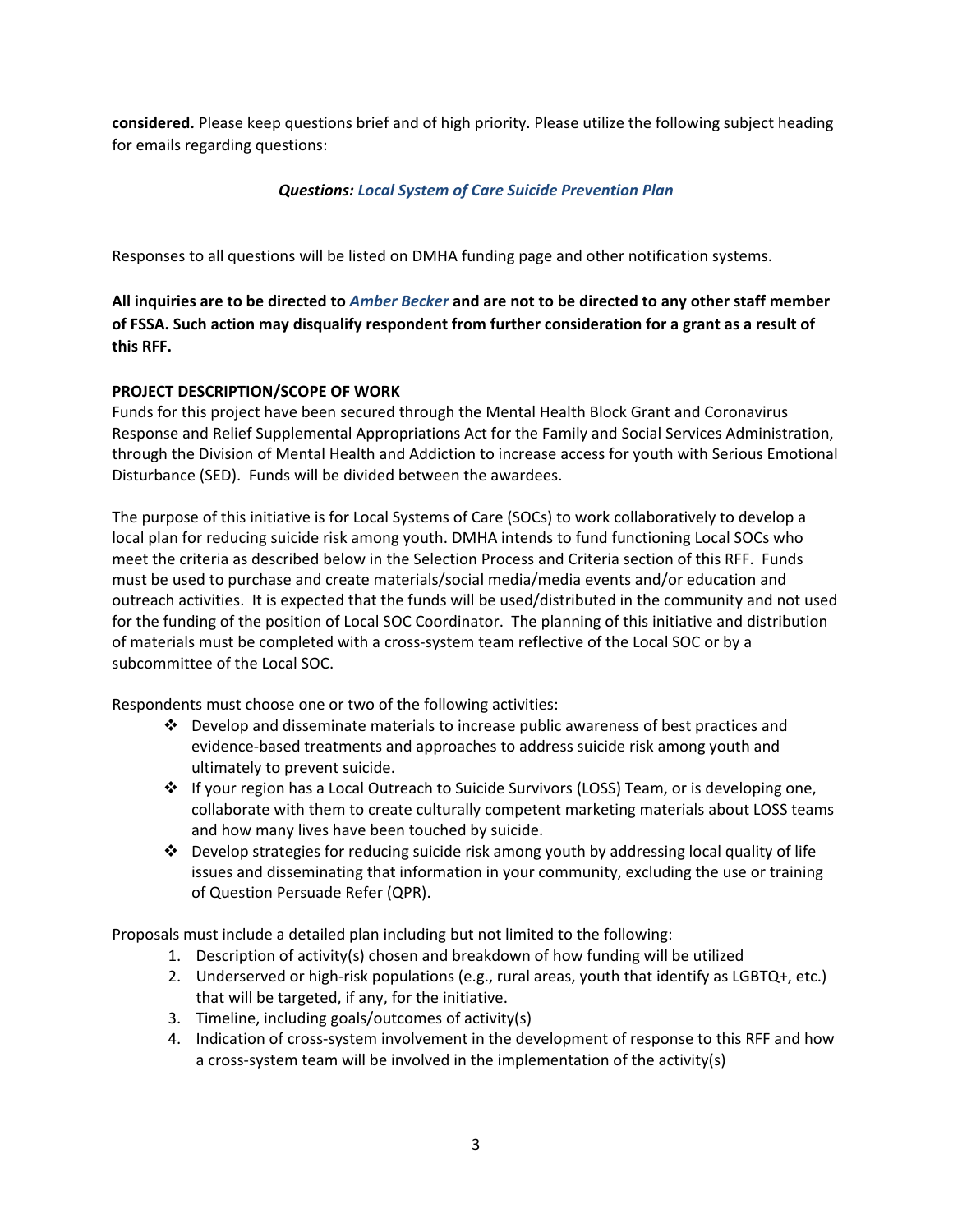**considered.** Please keep questions brief and of high priority. Please utilize the following subject heading for emails regarding questions:

***Questions: Local System of Care Suicide Prevention Plan***

Responses to all questions will be listed on DMHA funding page and other notification systems.

**All inquiries are to be directed to *Amber Becker* and are not to be directed to any other staff member of FSSA. Such action may disqualify respondent from further consideration for a grant as a result of this RFF.**

**PROJECT DESCRIPTION/SCOPE OF WORK**

Funds for this project have been secured through the Mental Health Block Grant and Coronavirus Response and Relief Supplemental Appropriations Act for the Family and Social Services Administration, through the Division of Mental Health and Addiction to increase access for youth with Serious Emotional Disturbance (SED). Funds will be divided between the awardees.

The purpose of this initiative is for Local Systems of Care (SOCs) to work collaboratively to develop a local plan for reducing suicide risk among youth. DMHA intends to fund functioning Local SOCs who meet the criteria as described below in the Selection Process and Criteria section of this RFF. Funds must be used to purchase and create materials/social media/media events and/or education and outreach activities. It is expected that the funds will be used/distributed in the community and not used for the funding of the position of Local SOC Coordinator. The planning of this initiative and distribution of materials must be completed with a cross-system team reflective of the Local SOC or by a subcommittee of the Local SOC.

Respondents must choose one or two of the following activities:

- Develop and disseminate materials to increase public awareness of best practices and evidence-based treatments and approaches to address suicide risk among youth and ultimately to prevent suicide.
- If your region has a Local Outreach to Suicide Survivors (LOSS) Team, or is developing one, collaborate with them to create culturally competent marketing materials about LOSS teams and how many lives have been touched by suicide.
- Develop strategies for reducing suicide risk among youth by addressing local quality of life issues and disseminating that information in your community, excluding the use or training of Question Persuade Refer (QPR).

Proposals must include a detailed plan including but not limited to the following:

1. Description of activity(s) chosen and breakdown of how funding will be utilized
2. Underserved or high-risk populations (e.g., rural areas, youth that identify as LGBTQ+, etc.) that will be targeted, if any, for the initiative.
3. Timeline, including goals/outcomes of activity(s)
4. Indication of cross-system involvement in the development of response to this RFF and how a cross-system team will be involved in the implementation of the activity(s)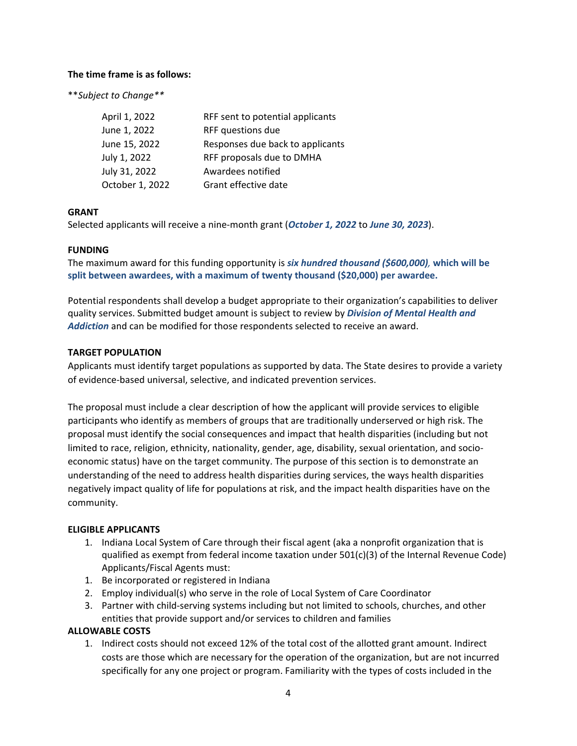**The time frame is as follows:**

***Subject to Change***

| | |
|---|---|
| April 1, 2022 | RFF sent to potential applicants |
| June 1, 2022 | RFF questions due |
| June 15, 2022 | Responses due back to applicants |
| July 1, 2022 | RFF proposals due to DMHA |
| July 31, 2022 | Awardees notified |
| October 1, 2022 | Grant effective date |

**GRANT**

Selected applicants will receive a nine-month grant (***October 1, 2022*** to ***June 30, 2023***).

**FUNDING**

The maximum award for this funding opportunity is ***six hundred thousand ($600,000)*, which will be split between awardees, with a maximum of twenty thousand ($20,000) per awardee.**

Potential respondents shall develop a budget appropriate to their organization's capabilities to deliver quality services. Submitted budget amount is subject to review by ***Division of Mental Health and Addiction*** and can be modified for those respondents selected to receive an award.

**TARGET POPULATION**

Applicants must identify target populations as supported by data. The State desires to provide a variety of evidence-based universal, selective, and indicated prevention services.

The proposal must include a clear description of how the applicant will provide services to eligible participants who identify as members of groups that are traditionally underserved or high risk. The proposal must identify the social consequences and impact that health disparities (including but not limited to race, religion, ethnicity, nationality, gender, age, disability, sexual orientation, and socio-economic status) have on the target community. The purpose of this section is to demonstrate an understanding of the need to address health disparities during services, the ways health disparities negatively impact quality of life for populations at risk, and the impact health disparities have on the community.

**ELIGIBLE APPLICANTS**

1. Indiana Local System of Care through their fiscal agent (aka a nonprofit organization that is qualified as exempt from federal income taxation under 501(c)(3) of the Internal Revenue Code) Applicants/Fiscal Agents must:
1. Be incorporated or registered in Indiana
2. Employ individual(s) who serve in the role of Local System of Care Coordinator
3. Partner with child-serving systems including but not limited to schools, churches, and other entities that provide support and/or services to children and families

**ALLOWABLE COSTS**

1. Indirect costs should not exceed 12% of the total cost of the allotted grant amount. Indirect costs are those which are necessary for the operation of the organization, but are not incurred specifically for any one project or program. Familiarity with the types of costs included in the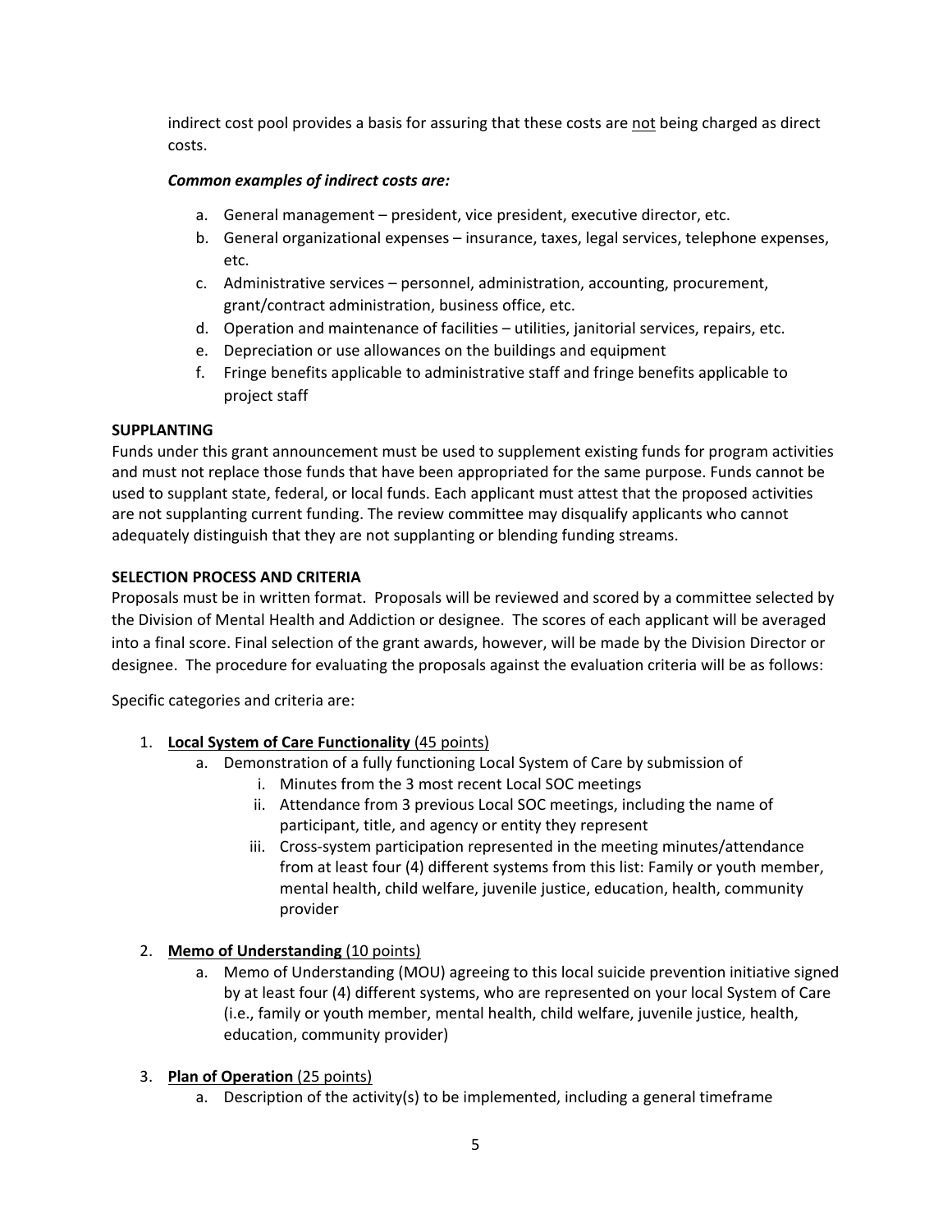indirect cost pool provides a basis for assuring that these costs are <u>not</u> being charged as direct costs.

***Common examples of indirect costs are:***

a. General management – president, vice president, executive director, etc.
b. General organizational expenses – insurance, taxes, legal services, telephone expenses, etc.
c. Administrative services – personnel, administration, accounting, procurement, grant/contract administration, business office, etc.
d. Operation and maintenance of facilities – utilities, janitorial services, repairs, etc.
e. Depreciation or use allowances on the buildings and equipment
f. Fringe benefits applicable to administrative staff and fringe benefits applicable to project staff

**SUPPLANTING**

Funds under this grant announcement must be used to supplement existing funds for program activities and must not replace those funds that have been appropriated for the same purpose. Funds cannot be used to supplant state, federal, or local funds. Each applicant must attest that the proposed activities are not supplanting current funding. The review committee may disqualify applicants who cannot adequately distinguish that they are not supplanting or blending funding streams.

**SELECTION PROCESS AND CRITERIA**

Proposals must be in written format. Proposals will be reviewed and scored by a committee selected by the Division of Mental Health and Addiction or designee. The scores of each applicant will be averaged into a final score. Final selection of the grant awards, however, will be made by the Division Director or designee. The procedure for evaluating the proposals against the evaluation criteria will be as follows:

Specific categories and criteria are:

1. **<u>Local System of Care Functionality</u>** <u>(45 points)</u>
    a. Demonstration of a fully functioning Local System of Care by submission of
        i. Minutes from the 3 most recent Local SOC meetings
        ii. Attendance from 3 previous Local SOC meetings, including the name of participant, title, and agency or entity they represent
        iii. Cross-system participation represented in the meeting minutes/attendance from at least four (4) different systems from this list: Family or youth member, mental health, child welfare, juvenile justice, education, health, community provider

2. **<u>Memo of Understanding</u>** <u>(10 points)</u>
    a. Memo of Understanding (MOU) agreeing to this local suicide prevention initiative signed by at least four (4) different systems, who are represented on your local System of Care (i.e., family or youth member, mental health, child welfare, juvenile justice, health, education, community provider)

3. **<u>Plan of Operation</u>** <u>(25 points)</u>
    a. Description of the activity(s) to be implemented, including a general timeframe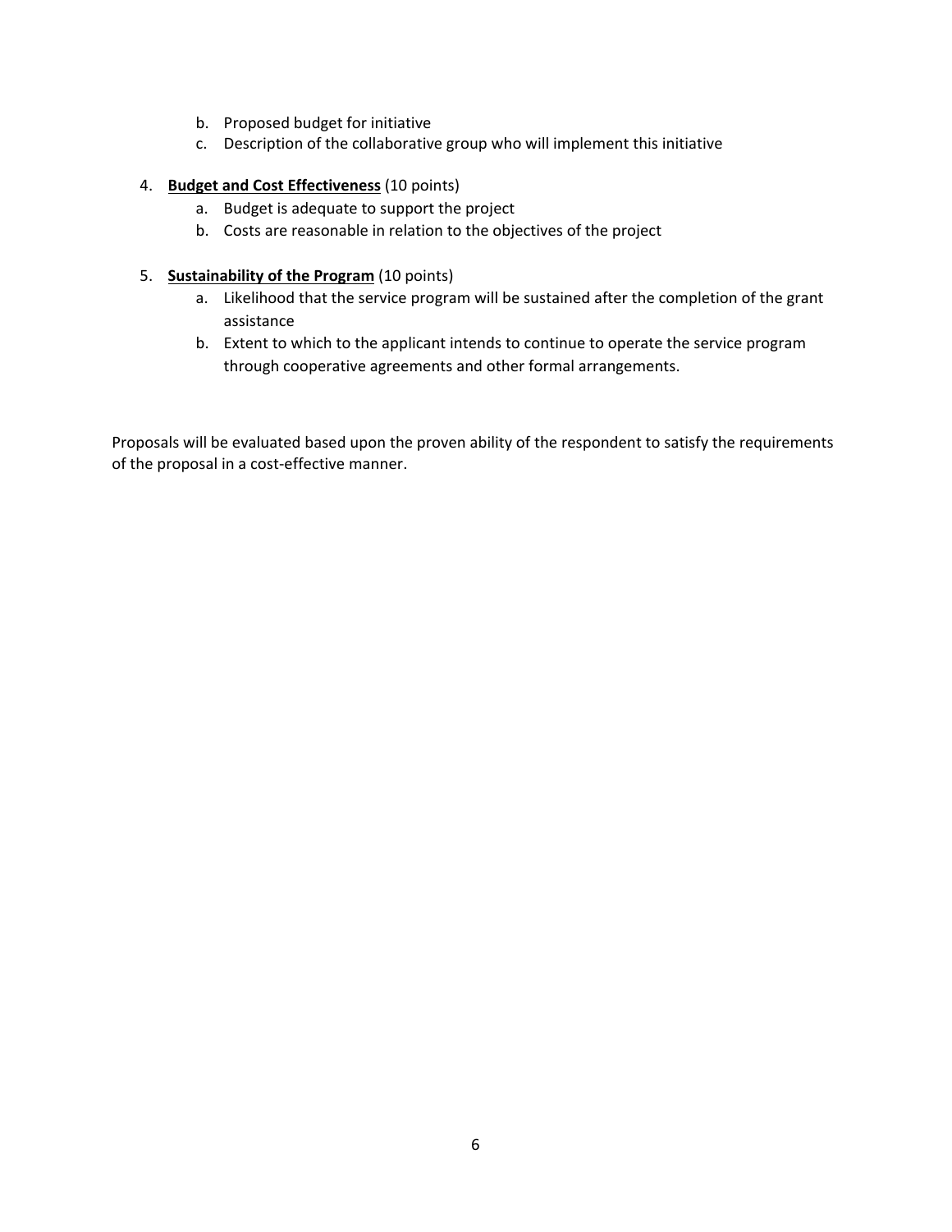b. Proposed budget for initiative
   c. Description of the collaborative group who will implement this initiative

4. **<u>Budget and Cost Effectiveness</u>** (10 points)
   a. Budget is adequate to support the project
   b. Costs are reasonable in relation to the objectives of the project

5. **<u>Sustainability of the Program</u>** (10 points)
   a. Likelihood that the service program will be sustained after the completion of the grant assistance
   b. Extent to which to the applicant intends to continue to operate the service program through cooperative agreements and other formal arrangements.

Proposals will be evaluated based upon the proven ability of the respondent to satisfy the requirements of the proposal in a cost-effective manner.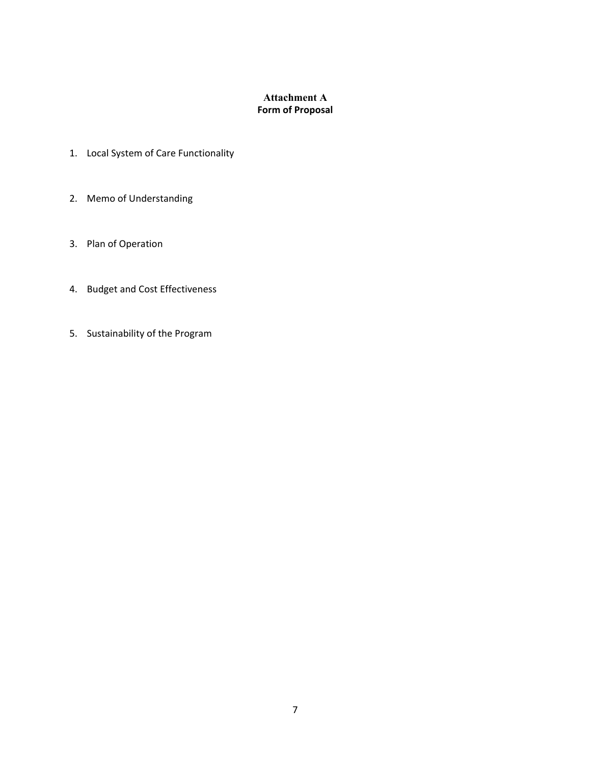# Attachment A
## Form of Proposal

1. Local System of Care Functionality

2. Memo of Understanding

3. Plan of Operation

4. Budget and Cost Effectiveness

5. Sustainability of the Program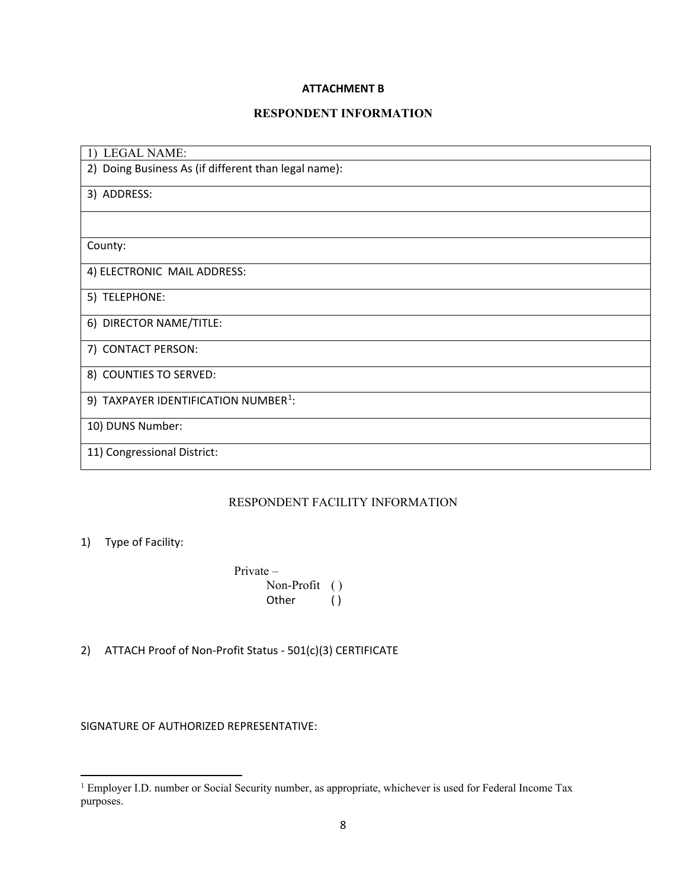**ATTACHMENT B**

## RESPONDENT INFORMATION

| 1) LEGAL NAME: |
|---|
| 2) Doing Business As (if different than legal name): |
| 3) ADDRESS: |
| |
| County: |
| 4) ELECTRONIC MAIL ADDRESS: |
| 5) TELEPHONE: |
| 6) DIRECTOR NAME/TITLE: |
| 7) CONTACT PERSON: |
| 8) COUNTIES TO SERVED: |
| 9) TAXPAYER IDENTIFICATION NUMBER[1]: |
| 10) DUNS Number: |
| 11) Congressional District: |

## RESPONDENT FACILITY INFORMATION

1) Type of Facility:

Private –
- Non-Profit ( )
- Other ( )

2) ATTACH Proof of Non-Profit Status - 501(c)(3) CERTIFICATE

SIGNATURE OF AUTHORIZED REPRESENTATIVE:

[1] Employer I.D. number or Social Security number, as appropriate, whichever is used for Federal Income Tax purposes.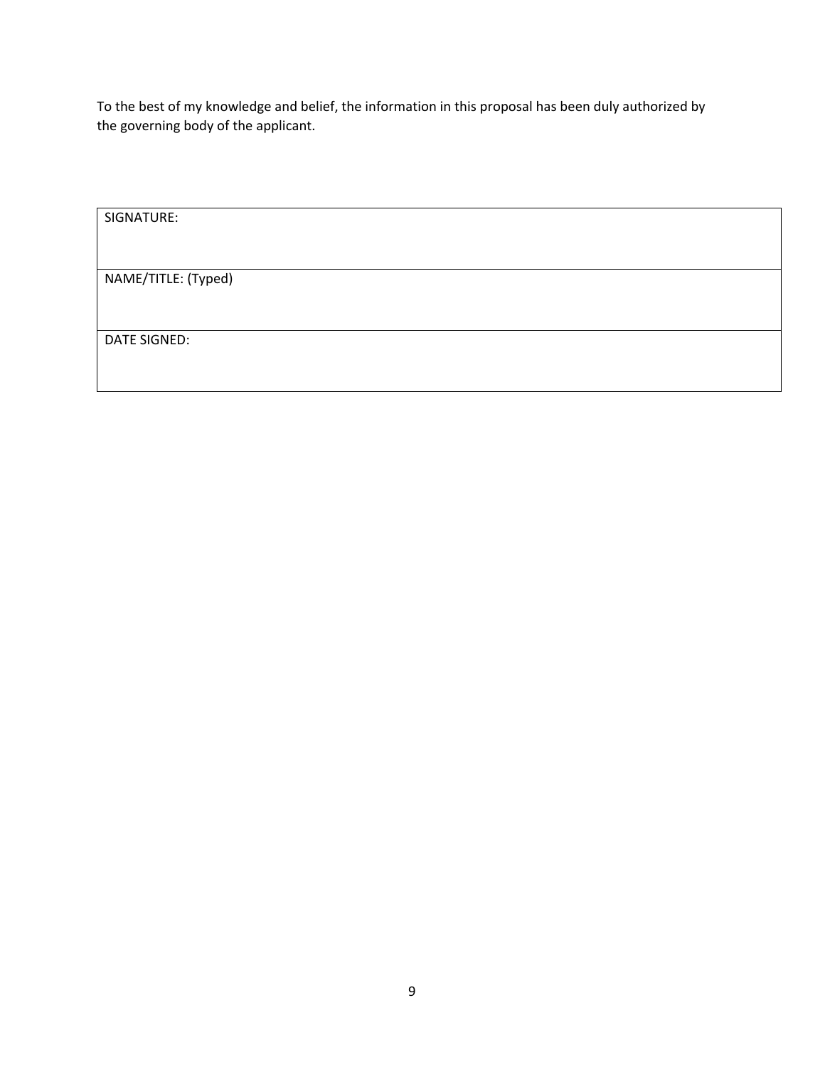To the best of my knowledge and belief, the information in this proposal has been duly authorized by the governing body of the applicant.

| SIGNATURE: |
| --- |
| NAME/TITLE: (Typed) |
| DATE SIGNED: |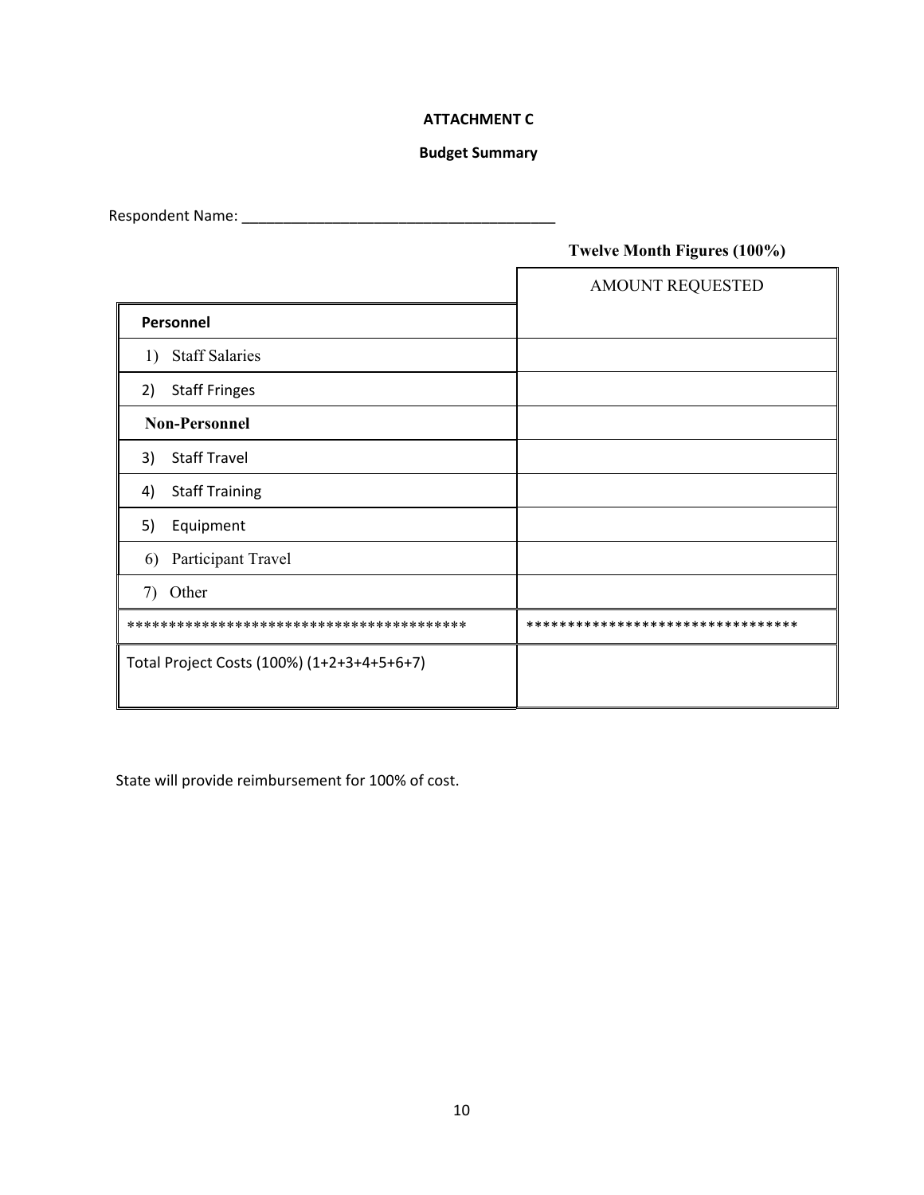**ATTACHMENT C**

**Budget Summary**

Respondent Name: ______________________________________

**Twelve Month Figures (100%)**

| | AMOUNT REQUESTED |
|---|---|
| **Personnel** | |
| 1) Staff Salaries | |
| 2) Staff Fringes | |
| **Non-Personnel** | |
| 3) Staff Travel | |
| 4) Staff Training | |
| 5) Equipment | |
| 6) Participant Travel | |
| 7) Other | |
| ***************************************** | ******************************** |
| Total Project Costs (100%) (1+2+3+4+5+6+7) | |

State will provide reimbursement for 100% of cost.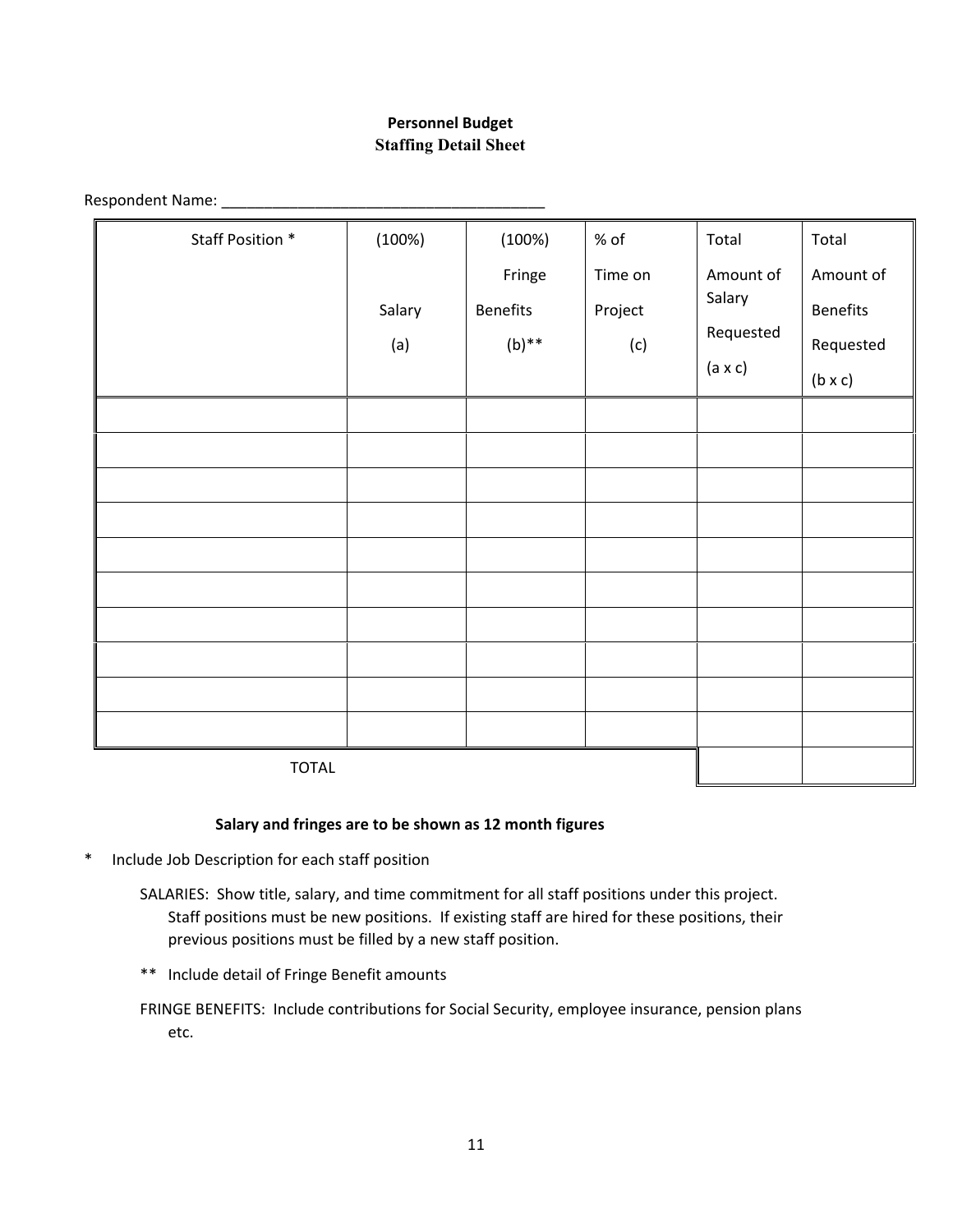## Personnel Budget
### Staffing Detail Sheet

Respondent Name: ______________________________________

| Staff Position * | (100%) Salary (a) | (100%) Fringe Benefits (b)** | % of Time on Project (c) | Total Amount of Salary Requested (a x c) | Total Amount of Benefits Requested (b x c) |
|---|---|---|---|---|---|
| | | | | | |
| | | | | | |
| | | | | | |
| | | | | | |
| | | | | | |
| | | | | | |
| | | | | | |
| | | | | | |
| | | | | | |
| | | | | | |
| TOTAL | | | | | |

**Salary and fringes are to be shown as 12 month figures**

\* Include Job Description for each staff position

SALARIES: Show title, salary, and time commitment for all staff positions under this project. Staff positions must be new positions. If existing staff are hired for these positions, their previous positions must be filled by a new staff position.

** Include detail of Fringe Benefit amounts

FRINGE BENEFITS: Include contributions for Social Security, employee insurance, pension plans etc.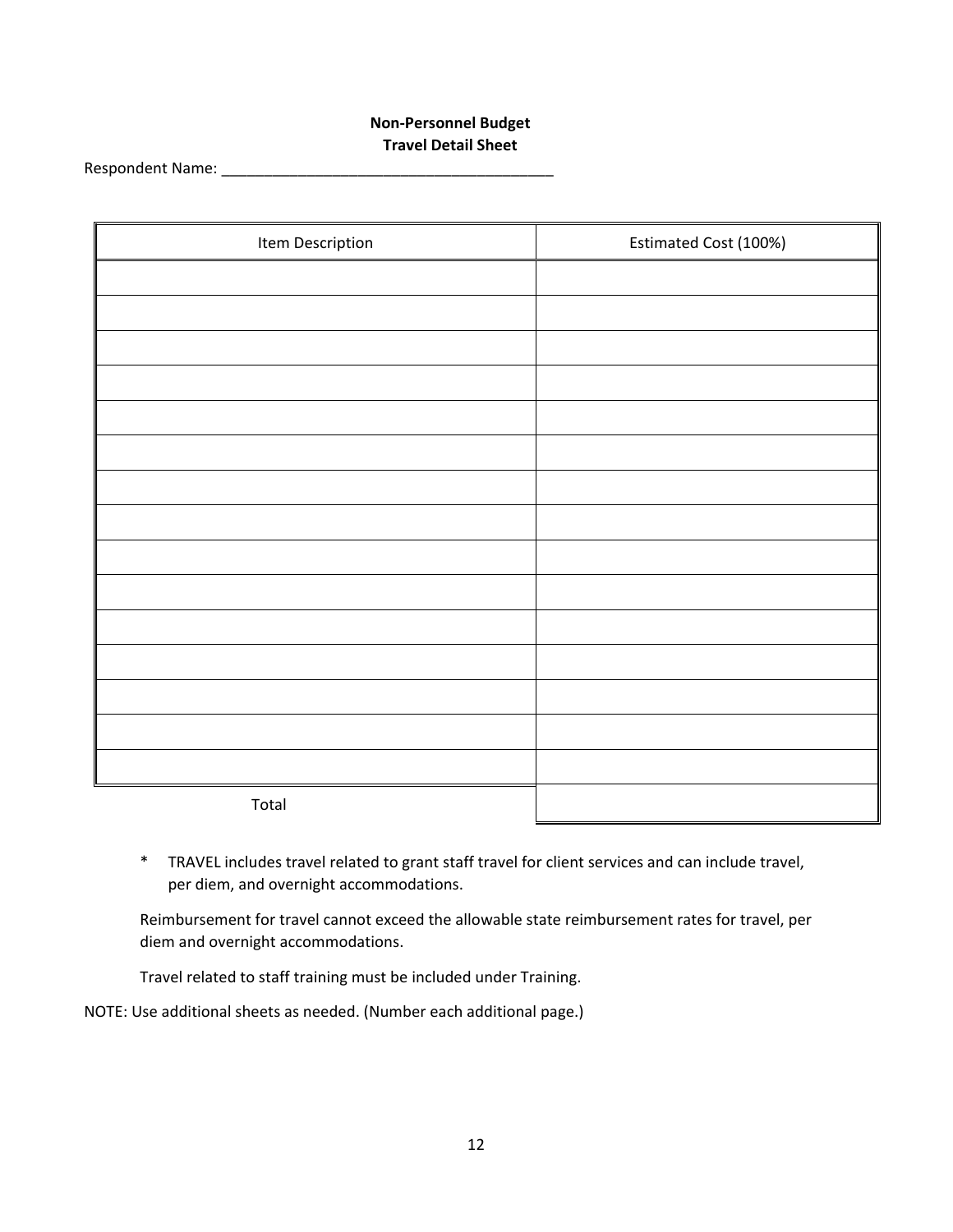**Non-Personnel Budget**
**Travel Detail Sheet**

Respondent Name: ________________________________________

| Item Description | Estimated Cost (100%) |
| --- | --- |
| | |
| | |
| | |
| | |
| | |
| | |
| | |
| | |
| | |
| | |
| | |
| | |
| | |
| | |
| | |
| Total | |

* TRAVEL includes travel related to grant staff travel for client services and can include travel, per diem, and overnight accommodations.

Reimbursement for travel cannot exceed the allowable state reimbursement rates for travel, per diem and overnight accommodations.

Travel related to staff training must be included under Training.

NOTE: Use additional sheets as needed. (Number each additional page.)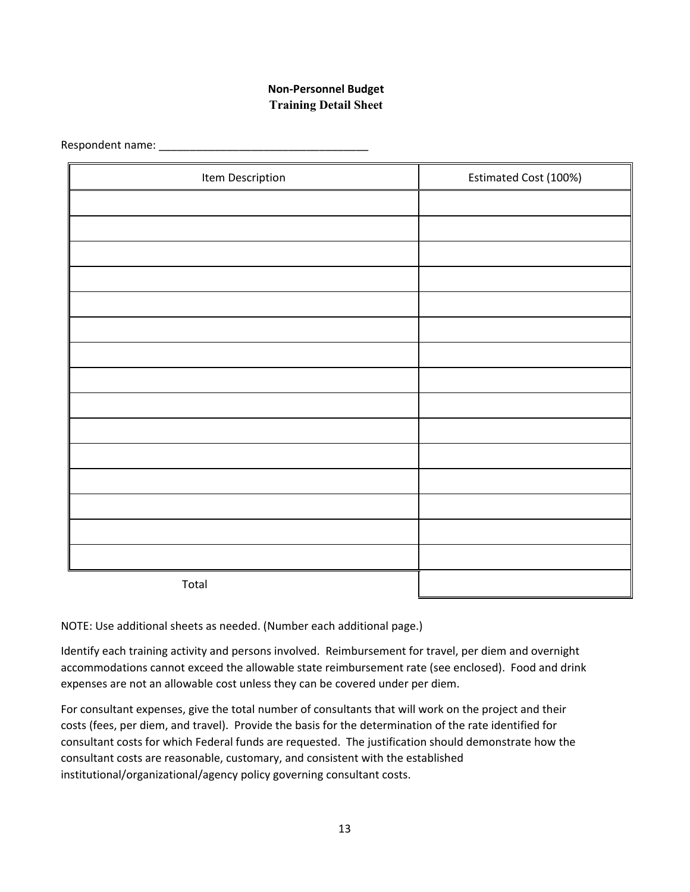**Non-Personnel Budget**
**Training Detail Sheet**

Respondent name: ___________________________________

| Item Description | Estimated Cost (100%) |
|---|---|
| | |
| | |
| | |
| | |
| | |
| | |
| | |
| | |
| | |
| | |
| | |
| | |
| | |
| | |
| | |
| Total | |

NOTE: Use additional sheets as needed. (Number each additional page.)

Identify each training activity and persons involved. Reimbursement for travel, per diem and overnight accommodations cannot exceed the allowable state reimbursement rate (see enclosed). Food and drink expenses are not an allowable cost unless they can be covered under per diem.

For consultant expenses, give the total number of consultants that will work on the project and their costs (fees, per diem, and travel). Provide the basis for the determination of the rate identified for consultant costs for which Federal funds are requested. The justification should demonstrate how the consultant costs are reasonable, customary, and consistent with the established institutional/organizational/agency policy governing consultant costs.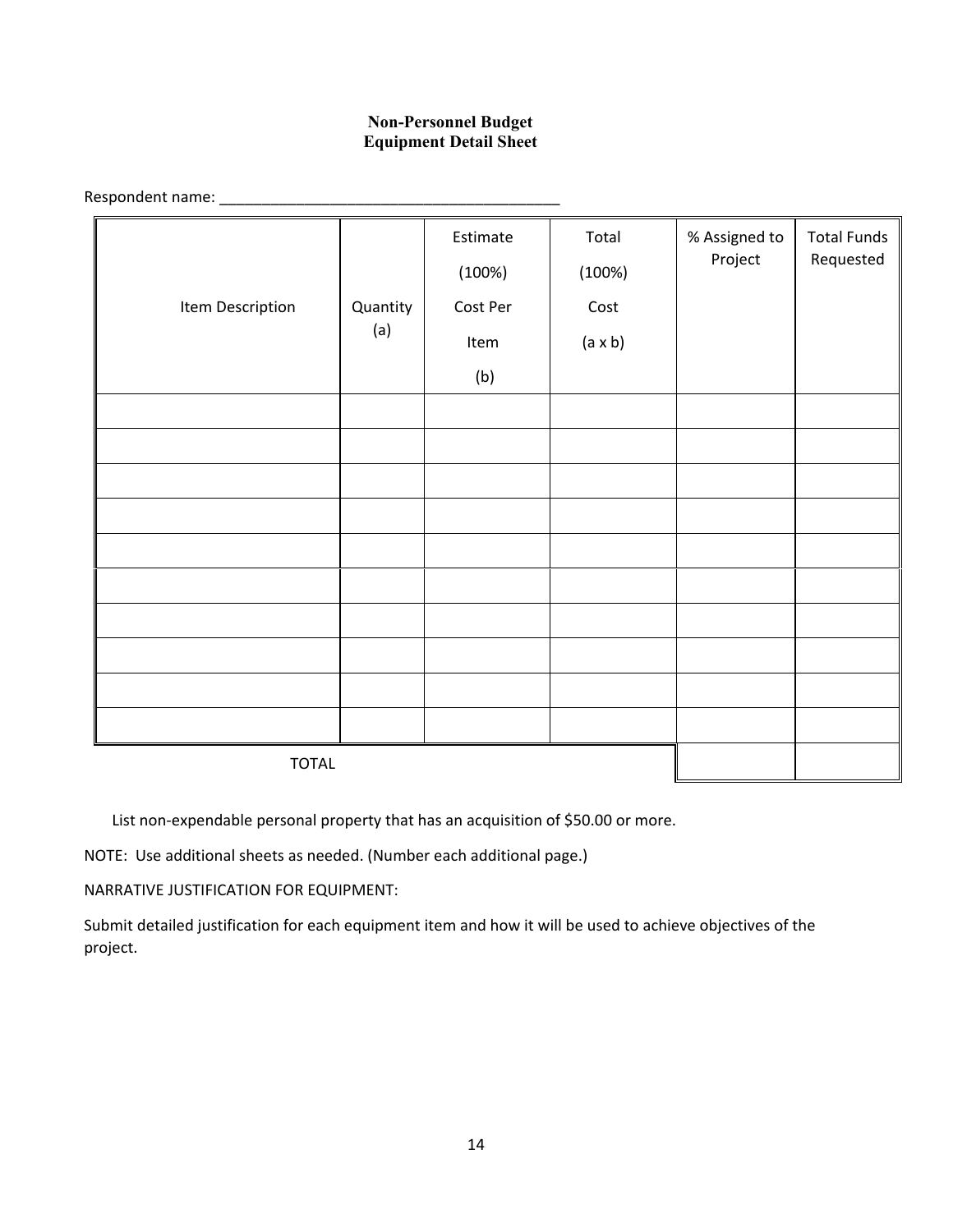**Non-Personnel Budget**
**Equipment Detail Sheet**

Respondent name: ________________________________________

| Item Description | Quantity (a) | Estimate (100%) Cost Per Item (b) | Total (100%) Cost (a x b) | % Assigned to Project | Total Funds Requested |
|---|---|---|---|---|---|
| | | | | | |
| | | | | | |
| | | | | | |
| | | | | | |
| | | | | | |
| | | | | | |
| | | | | | |
| | | | | | |
| | | | | | |
| | | | | | |
| TOTAL | | | | | |

List non-expendable personal property that has an acquisition of $50.00 or more.

NOTE: Use additional sheets as needed. (Number each additional page.)

NARRATIVE JUSTIFICATION FOR EQUIPMENT:

Submit detailed justification for each equipment item and how it will be used to achieve objectives of the project.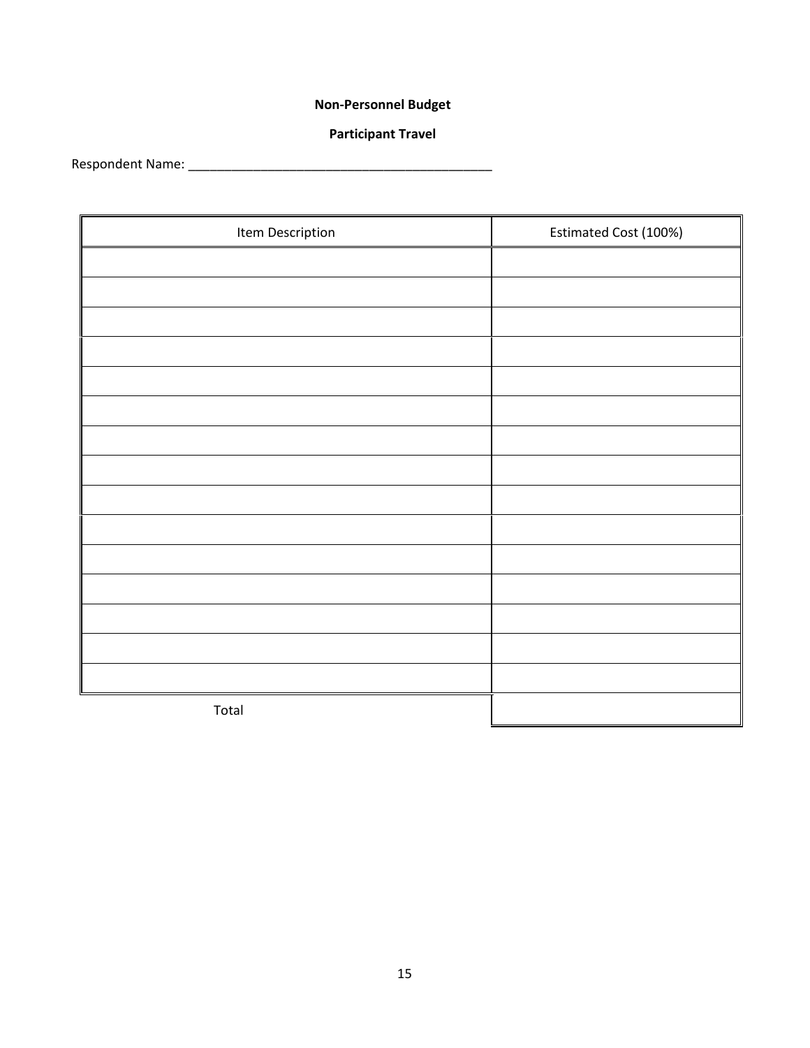**Non-Personnel Budget**

**Participant Travel**

Respondent Name: ___________________________________________

| Item Description | Estimated Cost (100%) |
|---|---|
| | |
| | |
| | |
| | |
| | |
| | |
| | |
| | |
| | |
| | |
| | |
| | |
| | |
| | |
| | |
| Total | |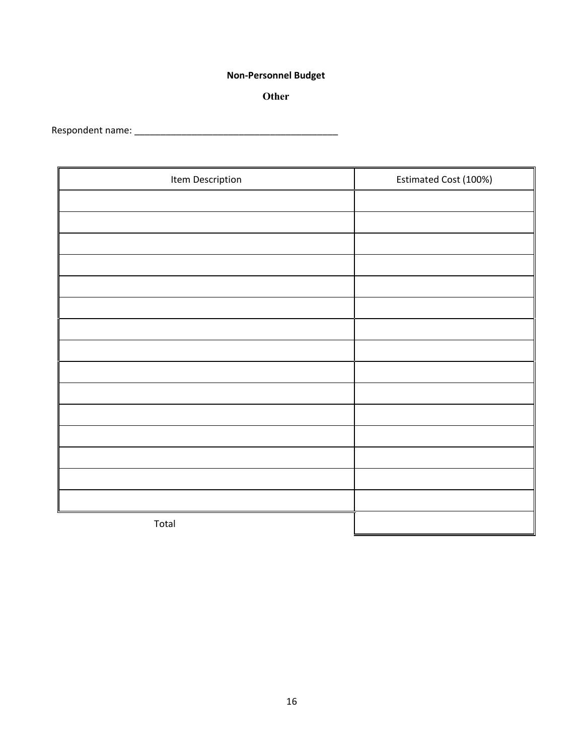**Non-Personnel Budget**

**Other**

Respondent name: ________________________________________

| Item Description | Estimated Cost (100%) |
|---|---|
| | |
| | |
| | |
| | |
| | |
| | |
| | |
| | |
| | |
| | |
| | |
| | |
| | |
| | |
| | |
| Total | |